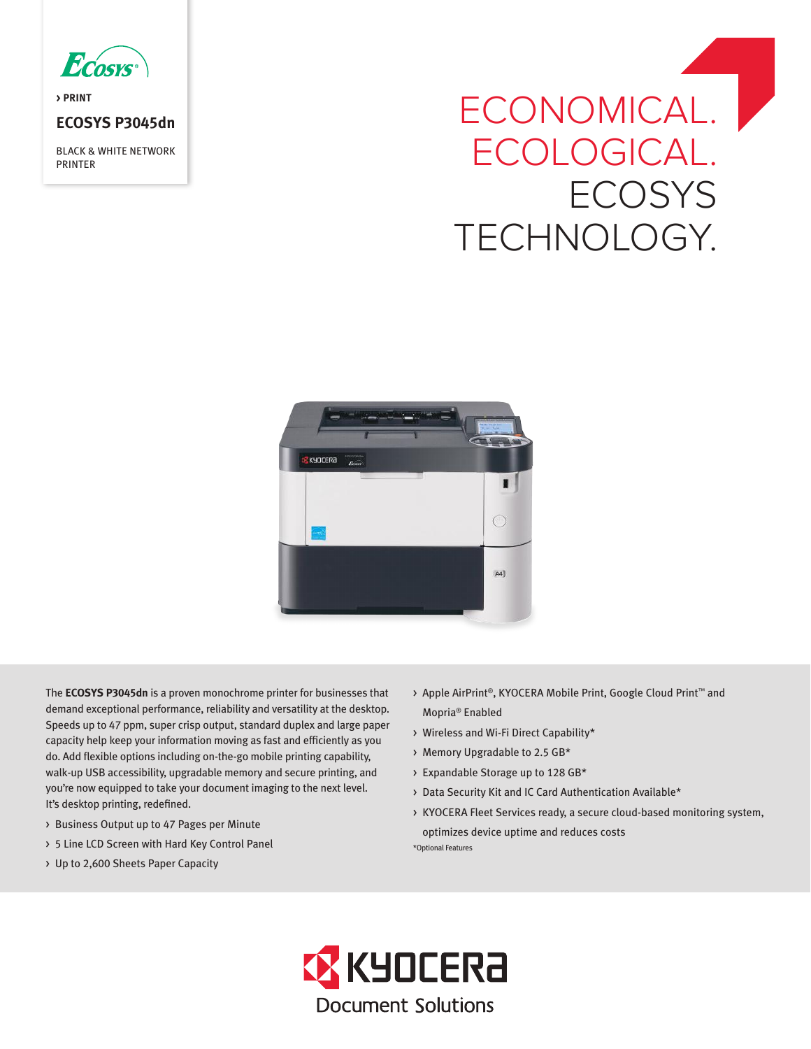ECOSYS

› PRINT

# ECOSYS P3045dn

BLACK & WHITE NETWORK PRINTER

## ECONOMICAL. ECOLOGICAL. ECOSYS TECHNOLOGY.

The **ECOSYS P3045dn** is a proven monochrome printer for businesses that demand exceptional performance, reliability and versatility at the desktop. Speeds up to 47 ppm, super crisp output, standard duplex and large paper capacity help keep your information moving as fast and efficiently as you do. Add flexible options including on-the-go mobile printing capability, walk-up USB accessibility, upgradable memory and secure printing, and you're now equipped to take your document imaging to the next level. It's desktop printing, redefined.

- Business Output up to 47 Pages per Minute
- 5 Line LCD Screen with Hard Key Control Panel
- Up to 2,600 Sheets Paper Capacity
- Apple AirPrint®, KYOCERA Mobile Print, Google Cloud Print™ and Mopria® Enabled
- Wireless and Wi-Fi Direct Capability*
- Memory Upgradable to 2.5 GB*
- Expandable Storage up to 128 GB*
- Data Security Kit and IC Card Authentication Available*
- KYOCERA Fleet Services ready, a secure cloud-based monitoring system, optimizes device uptime and reduces costs

*Optional Features

KYOCERA Document Solutions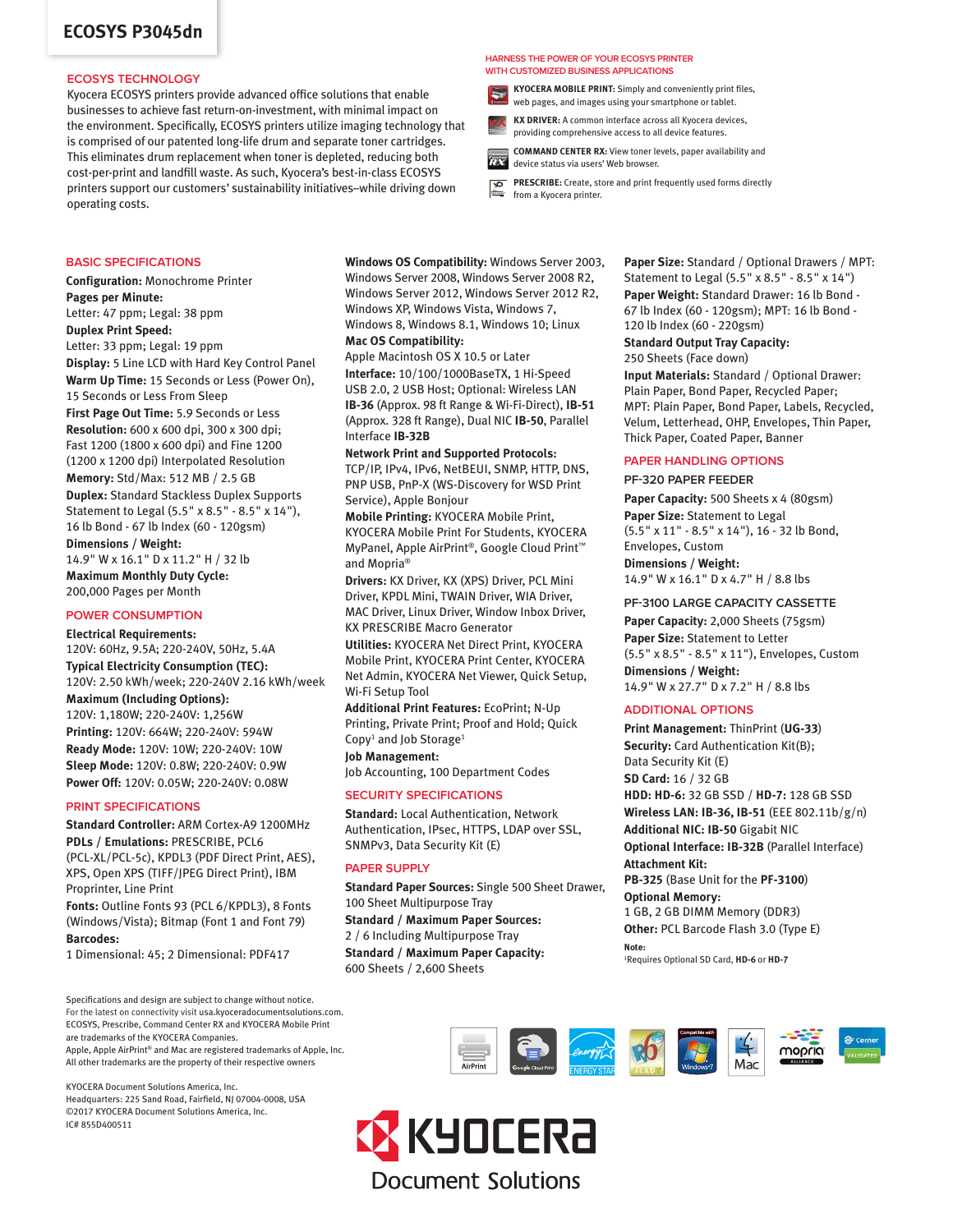# ECOSYS P3045dn

## ECOSYS TECHNOLOGY

Kyocera ECOSYS printers provide advanced office solutions that enable businesses to achieve fast return-on-investment, with minimal impact on the environment. Specifically, ECOSYS printers utilize imaging technology that is comprised of our patented long-life drum and separate toner cartridges. This eliminates drum replacement when toner is depleted, reducing both cost-per-print and landfill waste. As such, Kyocera's best-in-class ECOSYS printers support our customers' sustainability initiatives–while driving down operating costs.

## HARNESS THE POWER OF YOUR ECOSYS PRINTER WITH CUSTOMIZED BUSINESS APPLICATIONS

**KYOCERA MOBILE PRINT:** Simply and conveniently print files, web pages, and images using your smartphone or tablet.

**KX DRIVER:** A common interface across all Kyocera devices, providing comprehensive access to all device features.

**COMMAND CENTER RX:** View toner levels, paper availability and device status via users' Web browser.

**PRESCRIBE:** Create, store and print frequently used forms directly from a Kyocera printer.

## BASIC SPECIFICATIONS

**Configuration:** Monochrome Printer
**Pages per Minute:**
Letter: 47 ppm; Legal: 38 ppm
**Duplex Print Speed:**
Letter: 33 ppm; Legal: 19 ppm
**Display:** 5 Line LCD with Hard Key Control Panel
**Warm Up Time:** 15 Seconds or Less (Power On), 15 Seconds or Less From Sleep
**First Page Out Time:** 5.9 Seconds or Less
**Resolution:** 600 x 600 dpi, 300 x 300 dpi; Fast 1200 (1800 x 600 dpi) and Fine 1200 (1200 x 1200 dpi) Interpolated Resolution
**Memory:** Std/Max: 512 MB / 2.5 GB
**Duplex:** Standard Stackless Duplex Supports Statement to Legal (5.5" x 8.5" - 8.5" x 14"), 16 lb Bond - 67 lb Index (60 - 120gsm)
**Dimensions / Weight:**
14.9" W x 16.1" D x 11.2" H / 32 lb
**Maximum Monthly Duty Cycle:**
200,000 Pages per Month

## POWER CONSUMPTION

**Electrical Requirements:**
120V: 60Hz, 9.5A; 220-240V, 50Hz, 5.4A
**Typical Electricity Consumption (TEC):**
120V: 2.50 kWh/week; 220-240V 2.16 kWh/week
**Maximum (Including Options):**
120V: 1,180W; 220-240V: 1,256W
**Printing:** 120V: 664W; 220-240V: 594W
**Ready Mode:** 120V: 10W; 220-240V: 10W
**Sleep Mode:** 120V: 0.8W; 220-240V: 0.9W
**Power Off:** 120V: 0.05W; 220-240V: 0.08W

## PRINT SPECIFICATIONS

**Standard Controller:** ARM Cortex-A9 1200MHz
**PDLs / Emulations:** PRESCRIBE, PCL6 (PCL-XL/PCL-5c), KPDL3 (PDF Direct Print, AES), XPS, Open XPS (TIFF/JPEG Direct Print), IBM Proprinter, Line Print
**Fonts:** Outline Fonts 93 (PCL 6/KPDL3), 8 Fonts (Windows/Vista); Bitmap (Font 1 and Font 79)
**Barcodes:**
1 Dimensional: 45; 2 Dimensional: PDF417

**Windows OS Compatibility:** Windows Server 2003, Windows Server 2008, Windows Server 2008 R2, Windows Server 2012, Windows Server 2012 R2, Windows XP, Windows Vista, Windows 7, Windows 8, Windows 8.1, Windows 10; Linux
**Mac OS Compatibility:**
Apple Macintosh OS X 10.5 or Later
**Interface:** 10/100/1000BaseTX, 1 Hi-Speed USB 2.0, 2 USB Host; Optional: Wireless LAN **IB-36** (Approx. 98 ft Range & Wi-Fi-Direct), **IB-51** (Approx. 328 ft Range), Dual NIC **IB-50**, Parallel Interface **IB-32B**
**Network Print and Supported Protocols:**
TCP/IP, IPv4, IPv6, NetBEUI, SNMP, HTTP, DNS, PNP USB, PnP-X (WS-Discovery for WSD Print Service), Apple Bonjour
**Mobile Printing:** KYOCERA Mobile Print, KYOCERA Mobile Print For Students, KYOCERA MyPanel, Apple AirPrint®, Google Cloud Print™ and Mopria®
**Drivers:** KX Driver, KX (XPS) Driver, PCL Mini Driver, KPDL Mini, TWAIN Driver, WIA Driver, MAC Driver, Linux Driver, Window Inbox Driver, KX PRESCRIBE Macro Generator
**Utilities:** KYOCERA Net Direct Print, KYOCERA Mobile Print, KYOCERA Print Center, KYOCERA Net Admin, KYOCERA Net Viewer, Quick Setup, Wi-Fi Setup Tool
**Additional Print Features:** EcoPrint; N-Up Printing, Private Print; Proof and Hold; Quick Copy[1] and Job Storage[1]
**Job Management:**
Job Accounting, 100 Department Codes

## SECURITY SPECIFICATIONS

**Standard:** Local Authentication, Network Authentication, IPsec, HTTPS, LDAP over SSL, SNMPv3, Data Security Kit (E)

## PAPER SUPPLY

**Standard Paper Sources:** Single 500 Sheet Drawer, 100 Sheet Multipurpose Tray
**Standard / Maximum Paper Sources:**
2 / 6 Including Multipurpose Tray
**Standard / Maximum Paper Capacity:**
600 Sheets / 2,600 Sheets

**Paper Size:** Standard / Optional Drawers / MPT: Statement to Legal (5.5" x 8.5" - 8.5" x 14")
**Paper Weight:** Standard Drawer: 16 lb Bond - 67 lb Index (60 - 120gsm); MPT: 16 lb Bond - 120 lb Index (60 - 220gsm)
**Standard Output Tray Capacity:**
250 Sheets (Face down)
**Input Materials:** Standard / Optional Drawer: Plain Paper, Bond Paper, Recycled Paper; MPT: Plain Paper, Bond Paper, Labels, Recycled, Velum, Letterhead, OHP, Envelopes, Thin Paper, Thick Paper, Coated Paper, Banner

## PAPER HANDLING OPTIONS

### PF-320 PAPER FEEDER

**Paper Capacity:** 500 Sheets x 4 (80gsm)
**Paper Size:** Statement to Legal (5.5" x 11" - 8.5" x 14"), 16 - 32 lb Bond, Envelopes, Custom
**Dimensions / Weight:**
14.9" W x 16.1" D x 4.7" H / 8.8 lbs

### PF-3100 LARGE CAPACITY CASSETTE

**Paper Capacity:** 2,000 Sheets (75gsm)
**Paper Size:** Statement to Letter (5.5" x 8.5" - 8.5" x 11"), Envelopes, Custom
**Dimensions / Weight:**
14.9" W x 27.7" D x 7.2" H / 8.8 lbs

## ADDITIONAL OPTIONS

**Print Management:** ThinPrint (**UG-33**)
**Security:** Card Authentication Kit(B); Data Security Kit (E)
**SD Card:** 16 / 32 GB
**HDD: HD-6:** 32 GB SSD / **HD-7:** 128 GB SSD
**Wireless LAN: IB-36, IB-51** (EEE 802.11b/g/n)
**Additional NIC: IB-50** Gigabit NIC
**Optional Interface: IB-32B** (Parallel Interface)
**Attachment Kit:**
**PB-325** (Base Unit for the **PF-3100**)
**Optional Memory:**
1 GB, 2 GB DIMM Memory (DDR3)
**Other:** PCL Barcode Flash 3.0 (Type E)

**Note:**
[1]Requires Optional SD Card, **HD-6** or **HD-7**

Specifications and design are subject to change without notice.
For the latest on connectivity visit usa.kyoceradocumentsolutions.com.
ECOSYS, Prescribe, Command Center RX and KYOCERA Mobile Print are trademarks of the KYOCERA Companies.
Apple, Apple AirPrint® and Mac are registered trademarks of Apple, Inc.
All other trademarks are the property of their respective owners

KYOCERA Document Solutions America, Inc.
Headquarters: 225 Sand Road, Fairfield, NJ 07004-0008, USA
©2017 KYOCERA Document Solutions America, Inc.
IC# 855D400511

KYOCERA Document Solutions